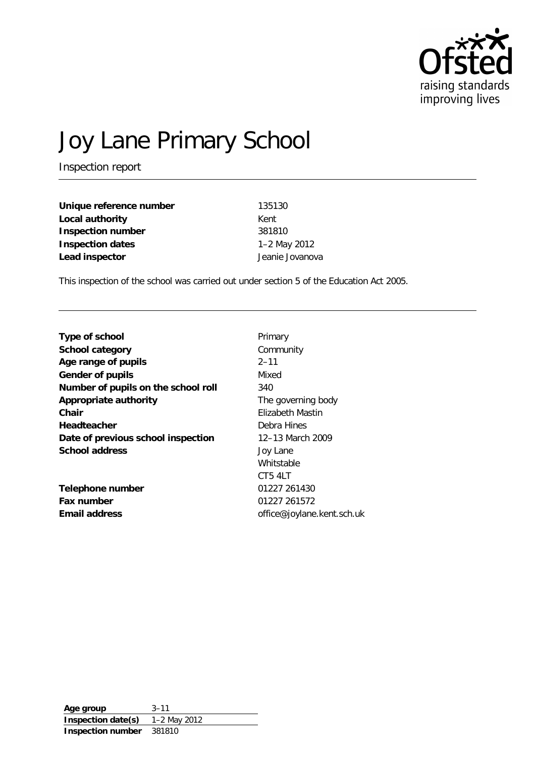Ofsted
raising standards
improving lives

# Joy Lane Primary School

Inspection report

| | |
|---|---|
| **Unique reference number** | 135130 |
| **Local authority** | Kent |
| **Inspection number** | 381810 |
| **Inspection dates** | 1–2 May 2012 |
| **Lead inspector** | Jeanie Jovanova |

This inspection of the school was carried out under section 5 of the Education Act 2005.

| | |
|---|---|
| **Type of school** | Primary |
| **School category** | Community |
| **Age range of pupils** | 2–11 |
| **Gender of pupils** | Mixed |
| **Number of pupils on the school roll** | 340 |
| **Appropriate authority** | The governing body |
| **Chair** | Elizabeth Mastin |
| **Headteacher** | Debra Hines |
| **Date of previous school inspection** | 12–13 March 2009 |
| **School address** | Joy Lane<br>Whitstable<br>CT5 4LT |
| **Telephone number** | 01227 261430 |
| **Fax number** | 01227 261572 |
| **Email address** | office@joylane.kent.sch.uk |

| | |
|---|---|
| **Age group** | 3–11 |
| **Inspection date(s)** | 1–2 May 2012 |
| **Inspection number** | 381810 |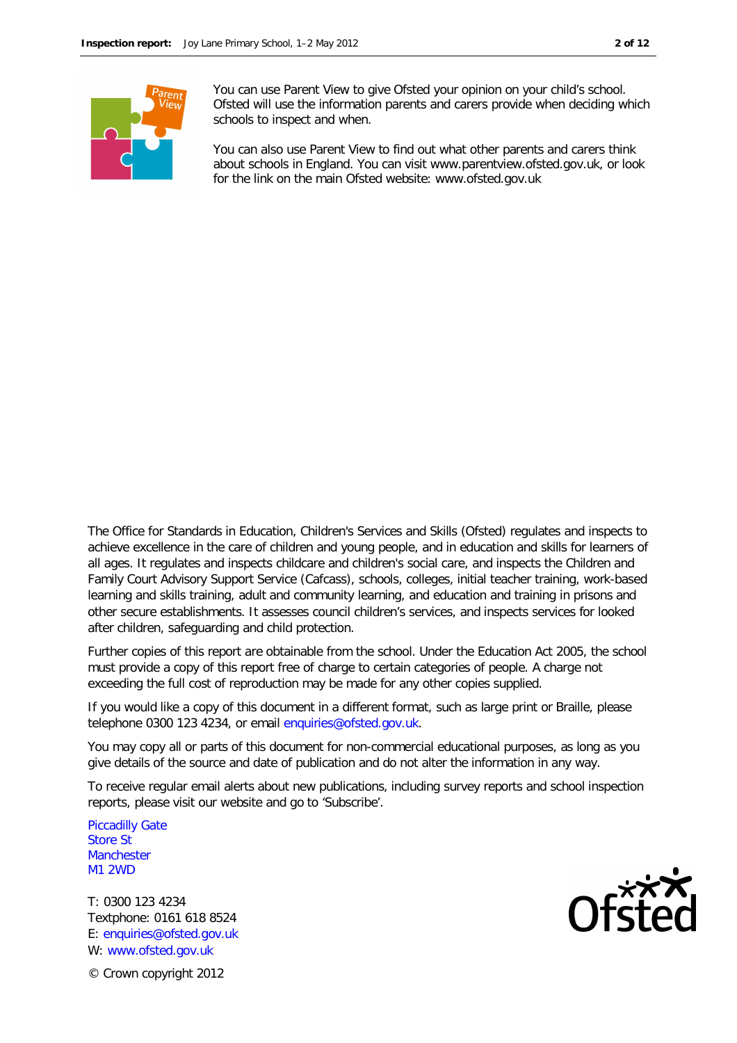You can use Parent View to give Ofsted your opinion on your child's school. Ofsted will use the information parents and carers provide when deciding which schools to inspect and when.

You can also use Parent View to find out what other parents and carers think about schools in England. You can visit www.parentview.ofsted.gov.uk, or look for the link on the main Ofsted website: www.ofsted.gov.uk

The Office for Standards in Education, Children's Services and Skills (Ofsted) regulates and inspects to achieve excellence in the care of children and young people, and in education and skills for learners of all ages. It regulates and inspects childcare and children's social care, and inspects the Children and Family Court Advisory Support Service (Cafcass), schools, colleges, initial teacher training, work-based learning and skills training, adult and community learning, and education and training in prisons and other secure establishments. It assesses council children's services, and inspects services for looked after children, safeguarding and child protection.

Further copies of this report are obtainable from the school. Under the Education Act 2005, the school must provide a copy of this report free of charge to certain categories of people. A charge not exceeding the full cost of reproduction may be made for any other copies supplied.

If you would like a copy of this document in a different format, such as large print or Braille, please telephone 0300 123 4234, or email enquiries@ofsted.gov.uk.

You may copy all or parts of this document for non-commercial educational purposes, as long as you give details of the source and date of publication and do not alter the information in any way.

To receive regular email alerts about new publications, including survey reports and school inspection reports, please visit our website and go to 'Subscribe'.

Piccadilly Gate
Store St
Manchester
M1 2WD

T: 0300 123 4234
Textphone: 0161 618 8524
E: enquiries@ofsted.gov.uk
W: www.ofsted.gov.uk

© Crown copyright 2012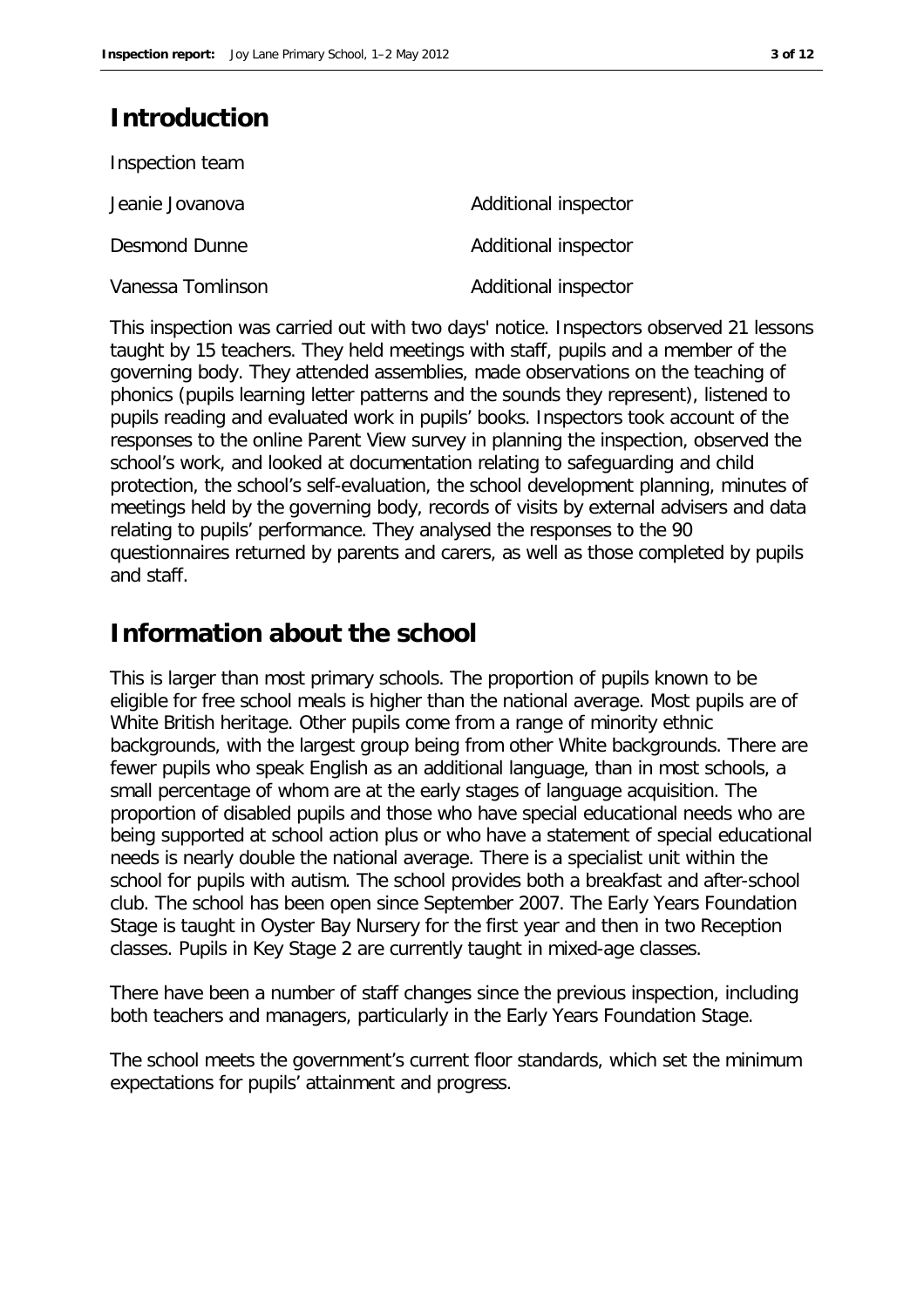## Introduction

Inspection team

| | |
|---|---|
| Jeanie Jovanova | Additional inspector |
| Desmond Dunne | Additional inspector |
| Vanessa Tomlinson | Additional inspector |

This inspection was carried out with two days' notice. Inspectors observed 21 lessons taught by 15 teachers. They held meetings with staff, pupils and a member of the governing body. They attended assemblies, made observations on the teaching of phonics (pupils learning letter patterns and the sounds they represent), listened to pupils reading and evaluated work in pupils' books. Inspectors took account of the responses to the online Parent View survey in planning the inspection, observed the school's work, and looked at documentation relating to safeguarding and child protection, the school's self-evaluation, the school development planning, minutes of meetings held by the governing body, records of visits by external advisers and data relating to pupils' performance. They analysed the responses to the 90 questionnaires returned by parents and carers, as well as those completed by pupils and staff.

## Information about the school

This is larger than most primary schools. The proportion of pupils known to be eligible for free school meals is higher than the national average. Most pupils are of White British heritage. Other pupils come from a range of minority ethnic backgrounds, with the largest group being from other White backgrounds. There are fewer pupils who speak English as an additional language, than in most schools, a small percentage of whom are at the early stages of language acquisition. The proportion of disabled pupils and those who have special educational needs who are being supported at school action plus or who have a statement of special educational needs is nearly double the national average. There is a specialist unit within the school for pupils with autism. The school provides both a breakfast and after-school club. The school has been open since September 2007. The Early Years Foundation Stage is taught in Oyster Bay Nursery for the first year and then in two Reception classes. Pupils in Key Stage 2 are currently taught in mixed-age classes.

There have been a number of staff changes since the previous inspection, including both teachers and managers, particularly in the Early Years Foundation Stage.

The school meets the government's current floor standards, which set the minimum expectations for pupils' attainment and progress.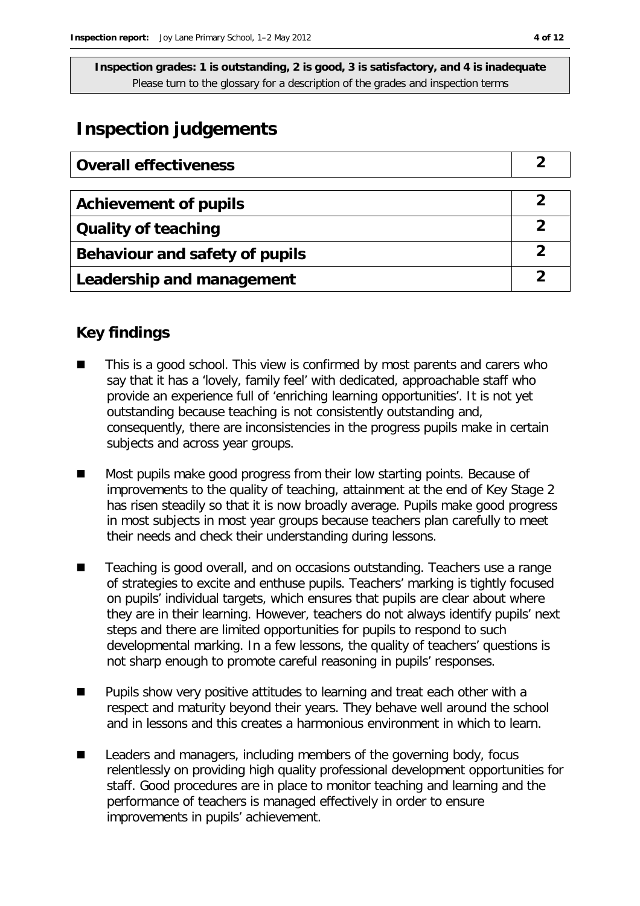**Inspection grades: 1 is outstanding, 2 is good, 3 is satisfactory, and 4 is inadequate**
Please turn to the glossary for a description of the grades and inspection terms

# Inspection judgements

| Overall effectiveness | 2 |
|---|---|
| **Achievement of pupils** | **2** |
| **Quality of teaching** | **2** |
| **Behaviour and safety of pupils** | **2** |
| **Leadership and management** | **2** |

## Key findings

- This is a good school. This view is confirmed by most parents and carers who say that it has a 'lovely, family feel' with dedicated, approachable staff who provide an experience full of 'enriching learning opportunities'. It is not yet outstanding because teaching is not consistently outstanding and, consequently, there are inconsistencies in the progress pupils make in certain subjects and across year groups.
- Most pupils make good progress from their low starting points. Because of improvements to the quality of teaching, attainment at the end of Key Stage 2 has risen steadily so that it is now broadly average. Pupils make good progress in most subjects in most year groups because teachers plan carefully to meet their needs and check their understanding during lessons.
- Teaching is good overall, and on occasions outstanding. Teachers use a range of strategies to excite and enthuse pupils. Teachers' marking is tightly focused on pupils' individual targets, which ensures that pupils are clear about where they are in their learning. However, teachers do not always identify pupils' next steps and there are limited opportunities for pupils to respond to such developmental marking. In a few lessons, the quality of teachers' questions is not sharp enough to promote careful reasoning in pupils' responses.
- Pupils show very positive attitudes to learning and treat each other with a respect and maturity beyond their years. They behave well around the school and in lessons and this creates a harmonious environment in which to learn.
- Leaders and managers, including members of the governing body, focus relentlessly on providing high quality professional development opportunities for staff. Good procedures are in place to monitor teaching and learning and the performance of teachers is managed effectively in order to ensure improvements in pupils' achievement.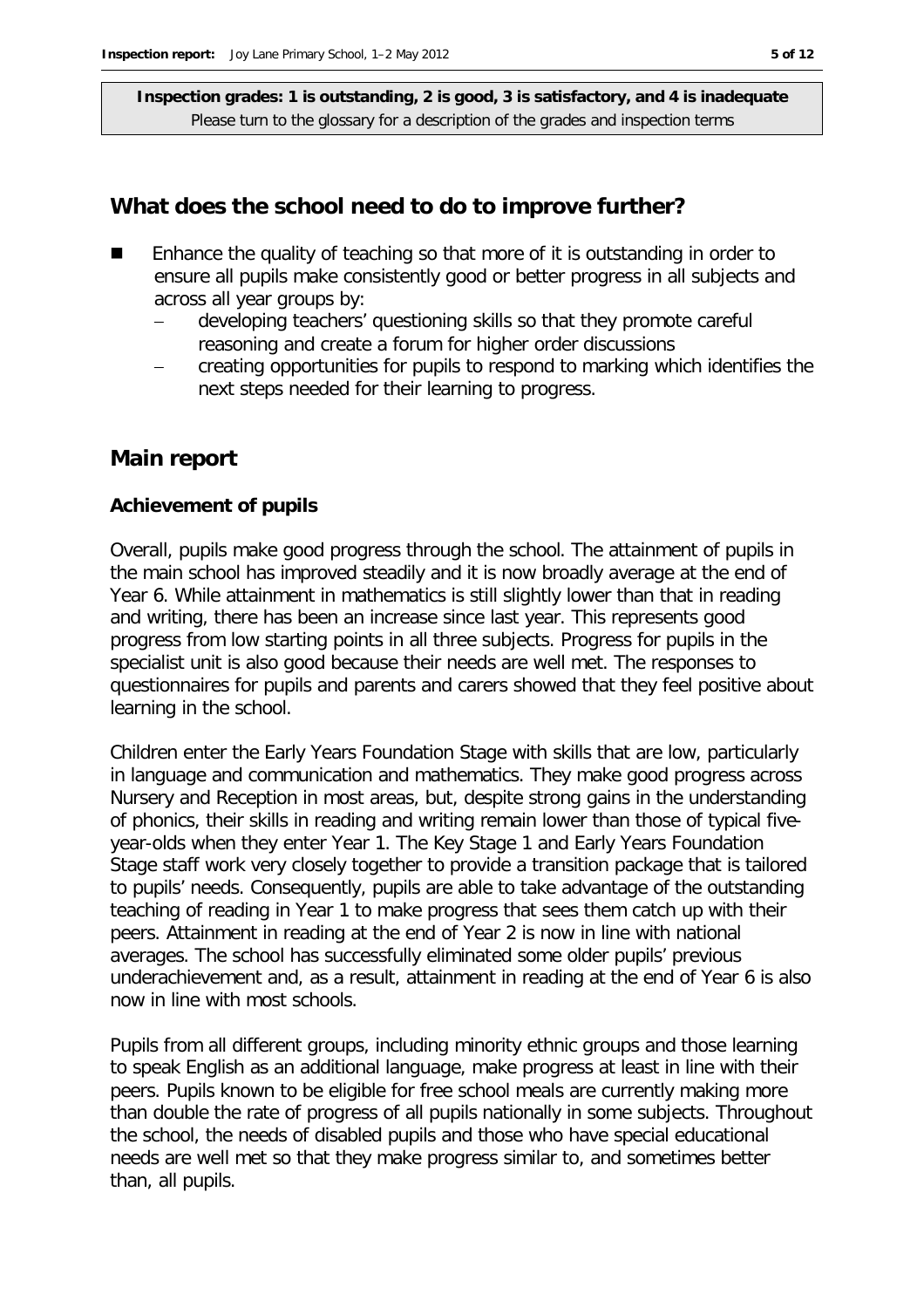**Inspection grades: 1 is outstanding, 2 is good, 3 is satisfactory, and 4 is inadequate**
Please turn to the glossary for a description of the grades and inspection terms

## What does the school need to do to improve further?

- Enhance the quality of teaching so that more of it is outstanding in order to ensure all pupils make consistently good or better progress in all subjects and across all year groups by:
  - developing teachers' questioning skills so that they promote careful reasoning and create a forum for higher order discussions
  - creating opportunities for pupils to respond to marking which identifies the next steps needed for their learning to progress.

## Main report

### Achievement of pupils

Overall, pupils make good progress through the school. The attainment of pupils in the main school has improved steadily and it is now broadly average at the end of Year 6. While attainment in mathematics is still slightly lower than that in reading and writing, there has been an increase since last year. This represents good progress from low starting points in all three subjects. Progress for pupils in the specialist unit is also good because their needs are well met. The responses to questionnaires for pupils and parents and carers showed that they feel positive about learning in the school.

Children enter the Early Years Foundation Stage with skills that are low, particularly in language and communication and mathematics. They make good progress across Nursery and Reception in most areas, but, despite strong gains in the understanding of phonics, their skills in reading and writing remain lower than those of typical five-year-olds when they enter Year 1. The Key Stage 1 and Early Years Foundation Stage staff work very closely together to provide a transition package that is tailored to pupils' needs. Consequently, pupils are able to take advantage of the outstanding teaching of reading in Year 1 to make progress that sees them catch up with their peers. Attainment in reading at the end of Year 2 is now in line with national averages. The school has successfully eliminated some older pupils' previous underachievement and, as a result, attainment in reading at the end of Year 6 is also now in line with most schools.

Pupils from all different groups, including minority ethnic groups and those learning to speak English as an additional language, make progress at least in line with their peers. Pupils known to be eligible for free school meals are currently making more than double the rate of progress of all pupils nationally in some subjects. Throughout the school, the needs of disabled pupils and those who have special educational needs are well met so that they make progress similar to, and sometimes better than, all pupils.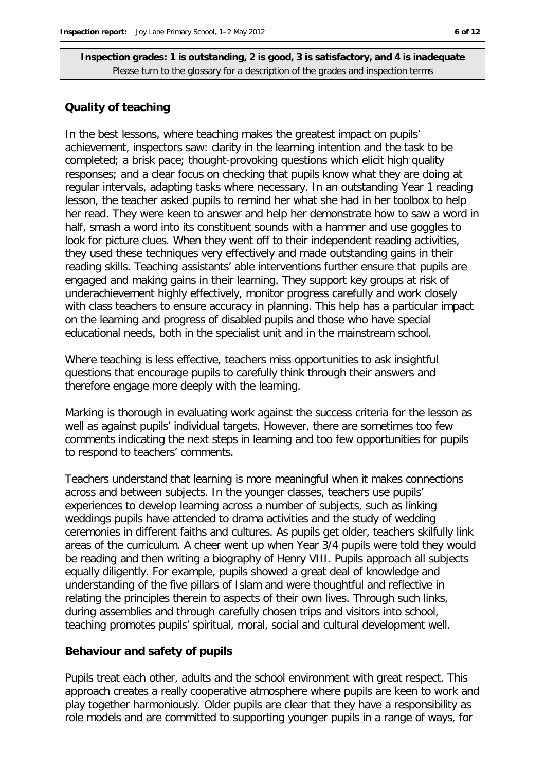**Inspection grades: 1 is outstanding, 2 is good, 3 is satisfactory, and 4 is inadequate**
Please turn to the glossary for a description of the grades and inspection terms

## Quality of teaching

In the best lessons, where teaching makes the greatest impact on pupils' achievement, inspectors saw: clarity in the learning intention and the task to be completed; a brisk pace; thought-provoking questions which elicit high quality responses; and a clear focus on checking that pupils know what they are doing at regular intervals, adapting tasks where necessary. In an outstanding Year 1 reading lesson, the teacher asked pupils to remind her what she had in her toolbox to help her read. They were keen to answer and help her demonstrate how to saw a word in half, smash a word into its constituent sounds with a hammer and use goggles to look for picture clues. When they went off to their independent reading activities, they used these techniques very effectively and made outstanding gains in their reading skills. Teaching assistants' able interventions further ensure that pupils are engaged and making gains in their learning. They support key groups at risk of underachievement highly effectively, monitor progress carefully and work closely with class teachers to ensure accuracy in planning. This help has a particular impact on the learning and progress of disabled pupils and those who have special educational needs, both in the specialist unit and in the mainstream school.

Where teaching is less effective, teachers miss opportunities to ask insightful questions that encourage pupils to carefully think through their answers and therefore engage more deeply with the learning.

Marking is thorough in evaluating work against the success criteria for the lesson as well as against pupils' individual targets. However, there are sometimes too few comments indicating the next steps in learning and too few opportunities for pupils to respond to teachers' comments.

Teachers understand that learning is more meaningful when it makes connections across and between subjects. In the younger classes, teachers use pupils' experiences to develop learning across a number of subjects, such as linking weddings pupils have attended to drama activities and the study of wedding ceremonies in different faiths and cultures. As pupils get older, teachers skilfully link areas of the curriculum. A cheer went up when Year 3/4 pupils were told they would be reading and then writing a biography of Henry VIII. Pupils approach all subjects equally diligently. For example, pupils showed a great deal of knowledge and understanding of the five pillars of Islam and were thoughtful and reflective in relating the principles therein to aspects of their own lives. Through such links, during assemblies and through carefully chosen trips and visitors into school, teaching promotes pupils' spiritual, moral, social and cultural development well.

## Behaviour and safety of pupils

Pupils treat each other, adults and the school environment with great respect. This approach creates a really cooperative atmosphere where pupils are keen to work and play together harmoniously. Older pupils are clear that they have a responsibility as role models and are committed to supporting younger pupils in a range of ways, for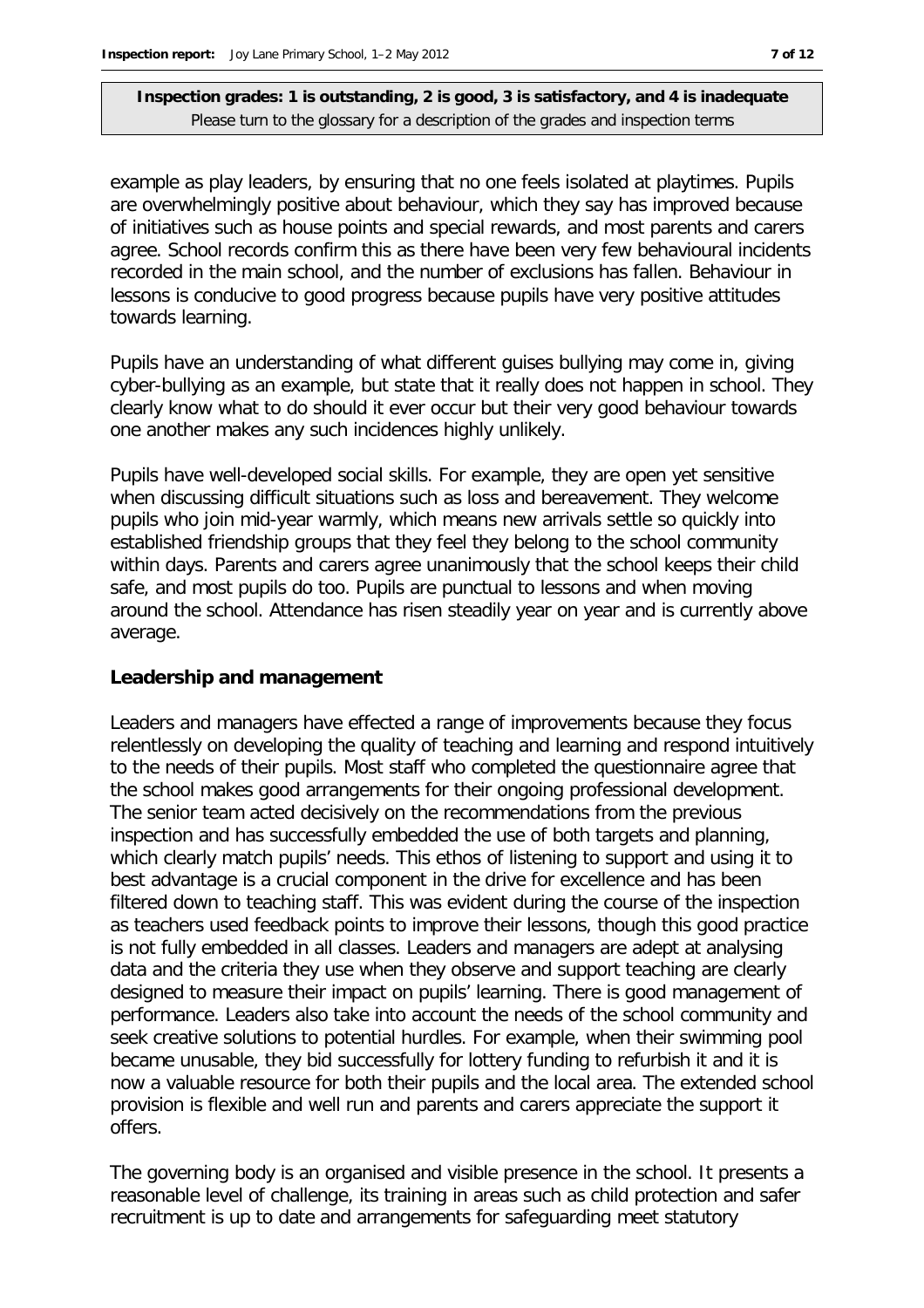**Inspection grades: 1 is outstanding, 2 is good, 3 is satisfactory, and 4 is inadequate**
Please turn to the glossary for a description of the grades and inspection terms

example as play leaders, by ensuring that no one feels isolated at playtimes. Pupils are overwhelmingly positive about behaviour, which they say has improved because of initiatives such as house points and special rewards, and most parents and carers agree. School records confirm this as there have been very few behavioural incidents recorded in the main school, and the number of exclusions has fallen. Behaviour in lessons is conducive to good progress because pupils have very positive attitudes towards learning.

Pupils have an understanding of what different guises bullying may come in, giving cyber-bullying as an example, but state that it really does not happen in school. They clearly know what to do should it ever occur but their very good behaviour towards one another makes any such incidences highly unlikely.

Pupils have well-developed social skills. For example, they are open yet sensitive when discussing difficult situations such as loss and bereavement. They welcome pupils who join mid-year warmly, which means new arrivals settle so quickly into established friendship groups that they feel they belong to the school community within days. Parents and carers agree unanimously that the school keeps their child safe, and most pupils do too. Pupils are punctual to lessons and when moving around the school. Attendance has risen steadily year on year and is currently above average.

## Leadership and management

Leaders and managers have effected a range of improvements because they focus relentlessly on developing the quality of teaching and learning and respond intuitively to the needs of their pupils. Most staff who completed the questionnaire agree that the school makes good arrangements for their ongoing professional development. The senior team acted decisively on the recommendations from the previous inspection and has successfully embedded the use of both targets and planning, which clearly match pupils' needs. This ethos of listening to support and using it to best advantage is a crucial component in the drive for excellence and has been filtered down to teaching staff. This was evident during the course of the inspection as teachers used feedback points to improve their lessons, though this good practice is not fully embedded in all classes. Leaders and managers are adept at analysing data and the criteria they use when they observe and support teaching are clearly designed to measure their impact on pupils' learning. There is good management of performance. Leaders also take into account the needs of the school community and seek creative solutions to potential hurdles. For example, when their swimming pool became unusable, they bid successfully for lottery funding to refurbish it and it is now a valuable resource for both their pupils and the local area. The extended school provision is flexible and well run and parents and carers appreciate the support it offers.

The governing body is an organised and visible presence in the school. It presents a reasonable level of challenge, its training in areas such as child protection and safer recruitment is up to date and arrangements for safeguarding meet statutory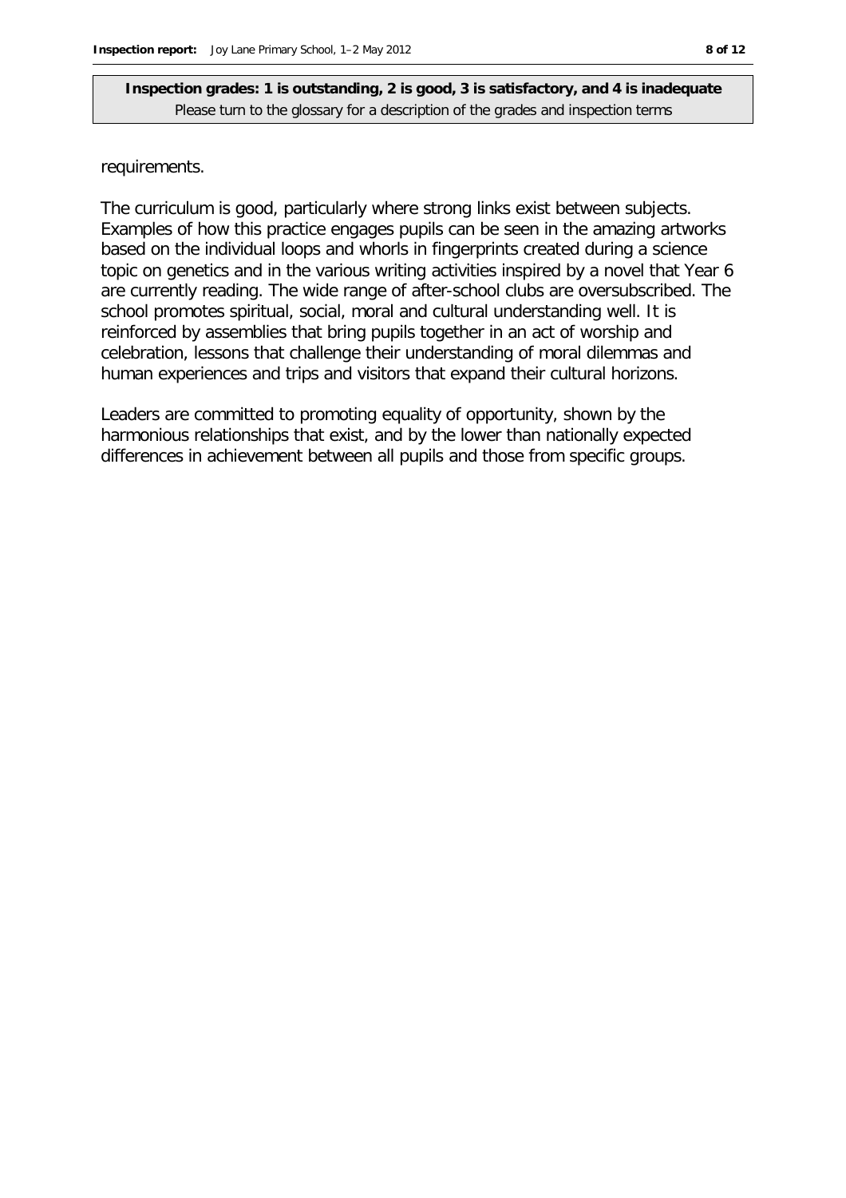requirements.

The curriculum is good, particularly where strong links exist between subjects. Examples of how this practice engages pupils can be seen in the amazing artworks based on the individual loops and whorls in fingerprints created during a science topic on genetics and in the various writing activities inspired by a novel that Year 6 are currently reading. The wide range of after-school clubs are oversubscribed. The school promotes spiritual, social, moral and cultural understanding well. It is reinforced by assemblies that bring pupils together in an act of worship and celebration, lessons that challenge their understanding of moral dilemmas and human experiences and trips and visitors that expand their cultural horizons.

Leaders are committed to promoting equality of opportunity, shown by the harmonious relationships that exist, and by the lower than nationally expected differences in achievement between all pupils and those from specific groups.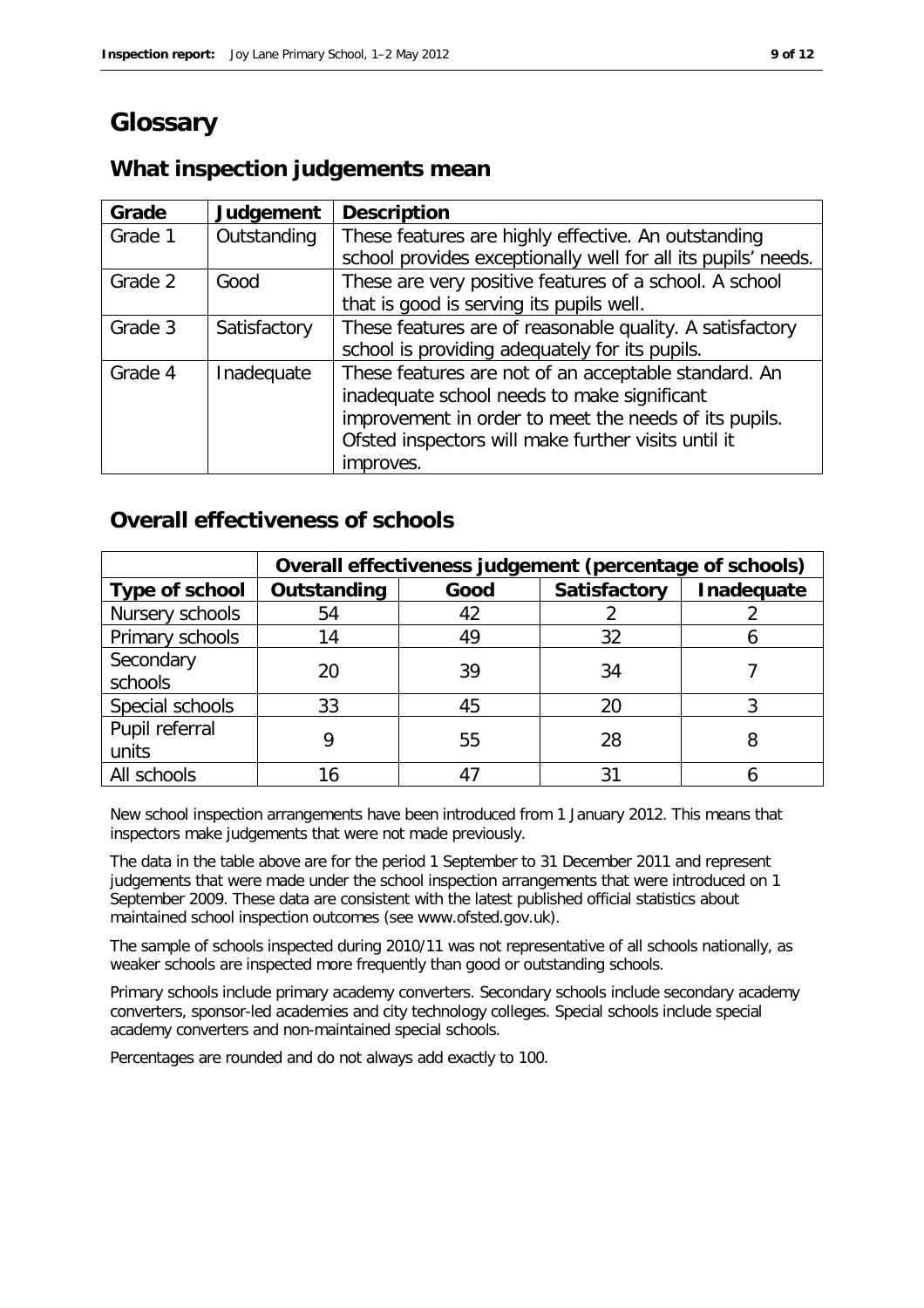# Glossary

## What inspection judgements mean

| Grade | Judgement | Description |
|---|---|---|
| Grade 1 | Outstanding | These features are highly effective. An outstanding school provides exceptionally well for all its pupils' needs. |
| Grade 2 | Good | These are very positive features of a school. A school that is good is serving its pupils well. |
| Grade 3 | Satisfactory | These features are of reasonable quality. A satisfactory school is providing adequately for its pupils. |
| Grade 4 | Inadequate | These features are not of an acceptable standard. An inadequate school needs to make significant improvement in order to meet the needs of its pupils. Ofsted inspectors will make further visits until it improves. |

## Overall effectiveness of schools

| | Overall effectiveness judgement (percentage of schools) | | | |
|---|---|---|---|---|
| **Type of school** | **Outstanding** | **Good** | **Satisfactory** | **Inadequate** |
| Nursery schools | 54 | 42 | 2 | 2 |
| Primary schools | 14 | 49 | 32 | 6 |
| Secondary schools | 20 | 39 | 34 | 7 |
| Special schools | 33 | 45 | 20 | 3 |
| Pupil referral units | 9 | 55 | 28 | 8 |
| All schools | 16 | 47 | 31 | 6 |

New school inspection arrangements have been introduced from 1 January 2012. This means that inspectors make judgements that were not made previously.

The data in the table above are for the period 1 September to 31 December 2011 and represent judgements that were made under the school inspection arrangements that were introduced on 1 September 2009. These data are consistent with the latest published official statistics about maintained school inspection outcomes (see www.ofsted.gov.uk).

The sample of schools inspected during 2010/11 was not representative of all schools nationally, as weaker schools are inspected more frequently than good or outstanding schools.

Primary schools include primary academy converters. Secondary schools include secondary academy converters, sponsor-led academies and city technology colleges. Special schools include special academy converters and non-maintained special schools.

Percentages are rounded and do not always add exactly to 100.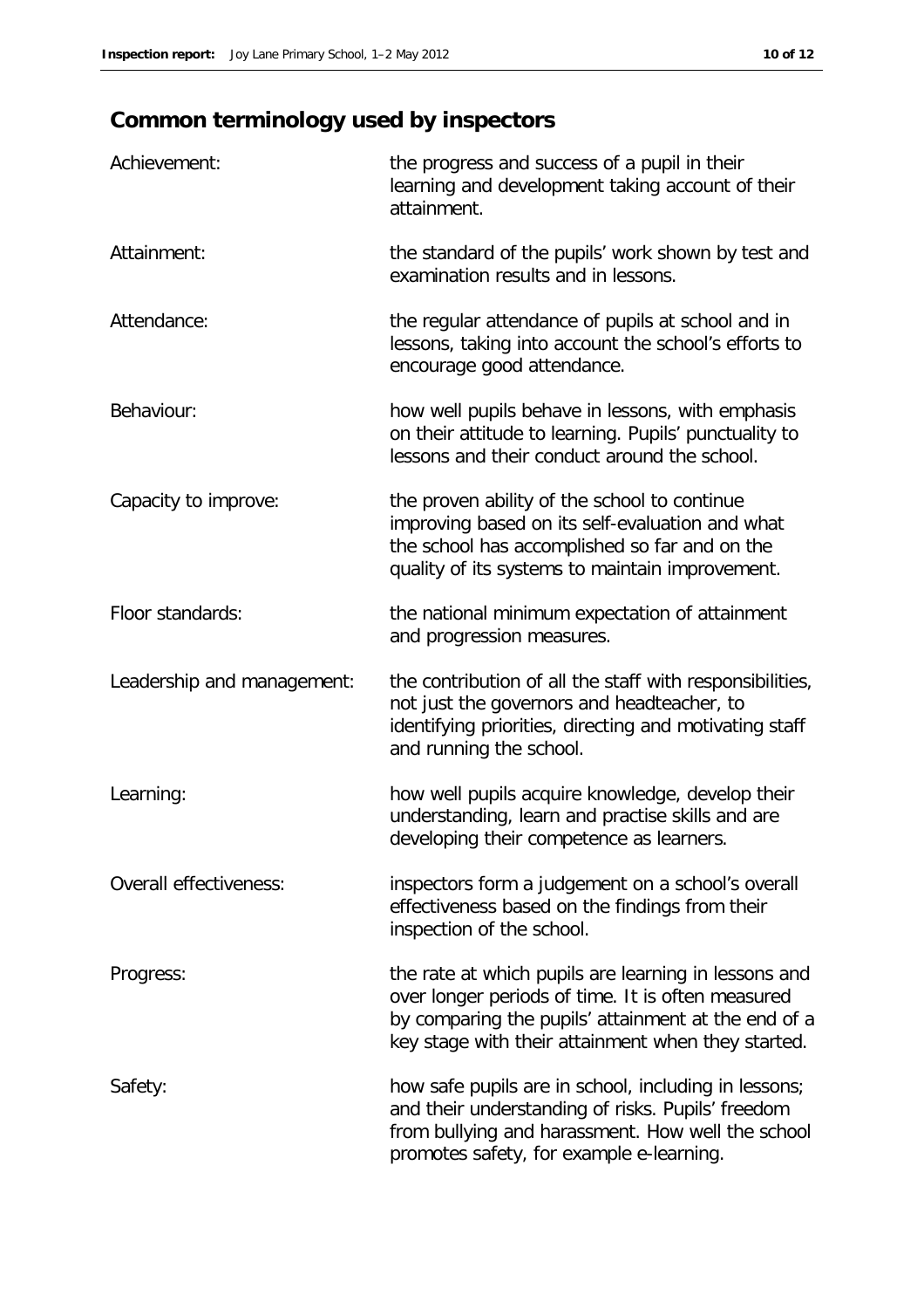## Common terminology used by inspectors

| | |
|---|---|
| Achievement: | the progress and success of a pupil in their learning and development taking account of their attainment. |
| Attainment: | the standard of the pupils' work shown by test and examination results and in lessons. |
| Attendance: | the regular attendance of pupils at school and in lessons, taking into account the school's efforts to encourage good attendance. |
| Behaviour: | how well pupils behave in lessons, with emphasis on their attitude to learning. Pupils' punctuality to lessons and their conduct around the school. |
| Capacity to improve: | the proven ability of the school to continue improving based on its self-evaluation and what the school has accomplished so far and on the quality of its systems to maintain improvement. |
| Floor standards: | the national minimum expectation of attainment and progression measures. |
| Leadership and management: | the contribution of all the staff with responsibilities, not just the governors and headteacher, to identifying priorities, directing and motivating staff and running the school. |
| Learning: | how well pupils acquire knowledge, develop their understanding, learn and practise skills and are developing their competence as learners. |
| Overall effectiveness: | inspectors form a judgement on a school's overall effectiveness based on the findings from their inspection of the school. |
| Progress: | the rate at which pupils are learning in lessons and over longer periods of time. It is often measured by comparing the pupils' attainment at the end of a key stage with their attainment when they started. |
| Safety: | how safe pupils are in school, including in lessons; and their understanding of risks. Pupils' freedom from bullying and harassment. How well the school promotes safety, for example e-learning. |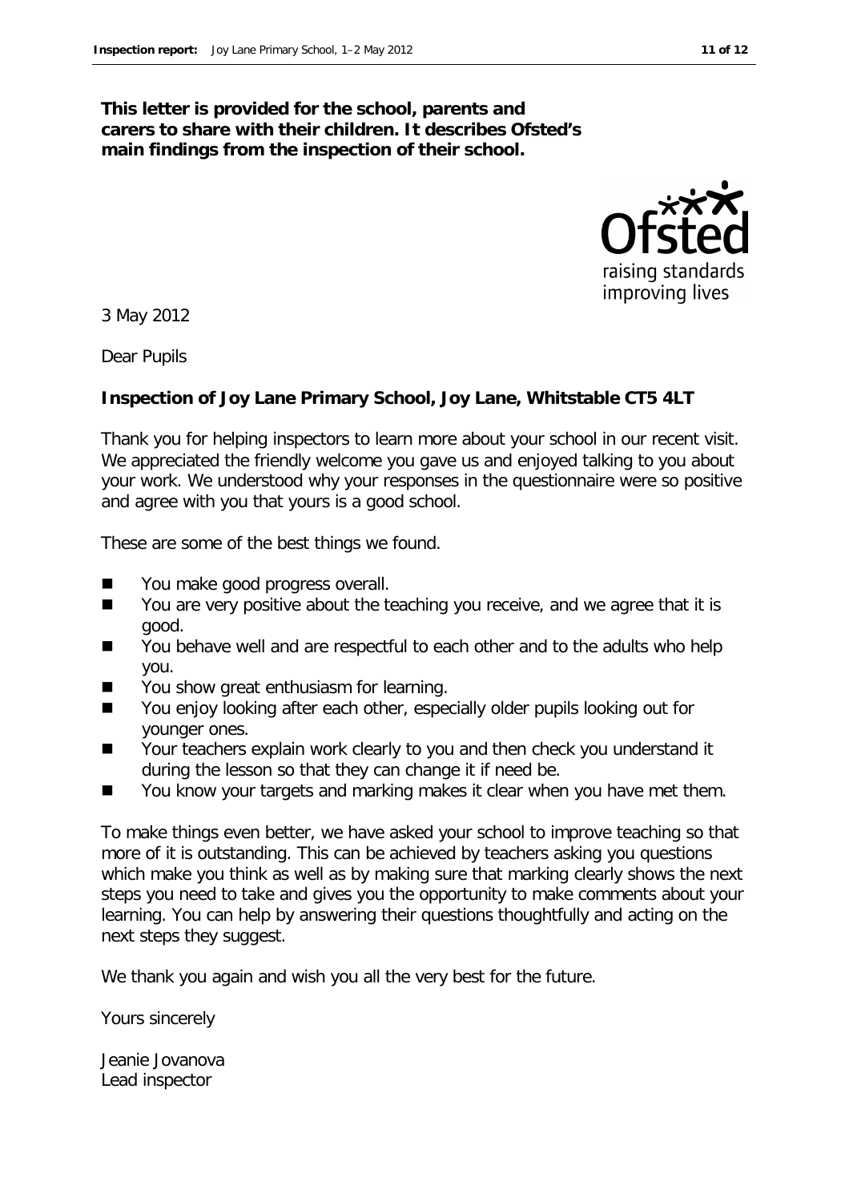**This letter is provided for the school, parents and carers to share with their children. It describes Ofsted's main findings from the inspection of their school.**

3 May 2012

Dear Pupils

**Inspection of Joy Lane Primary School, Joy Lane, Whitstable CT5 4LT**

Thank you for helping inspectors to learn more about your school in our recent visit. We appreciated the friendly welcome you gave us and enjoyed talking to you about your work. We understood why your responses in the questionnaire were so positive and agree with you that yours is a good school.

These are some of the best things we found.

- You make good progress overall.
- You are very positive about the teaching you receive, and we agree that it is good.
- You behave well and are respectful to each other and to the adults who help you.
- You show great enthusiasm for learning.
- You enjoy looking after each other, especially older pupils looking out for younger ones.
- Your teachers explain work clearly to you and then check you understand it during the lesson so that they can change it if need be.
- You know your targets and marking makes it clear when you have met them.

To make things even better, we have asked your school to improve teaching so that more of it is outstanding. This can be achieved by teachers asking you questions which make you think as well as by making sure that marking clearly shows the next steps you need to take and gives you the opportunity to make comments about your learning. You can help by answering their questions thoughtfully and acting on the next steps they suggest.

We thank you again and wish you all the very best for the future.

Yours sincerely

Jeanie Jovanova
Lead inspector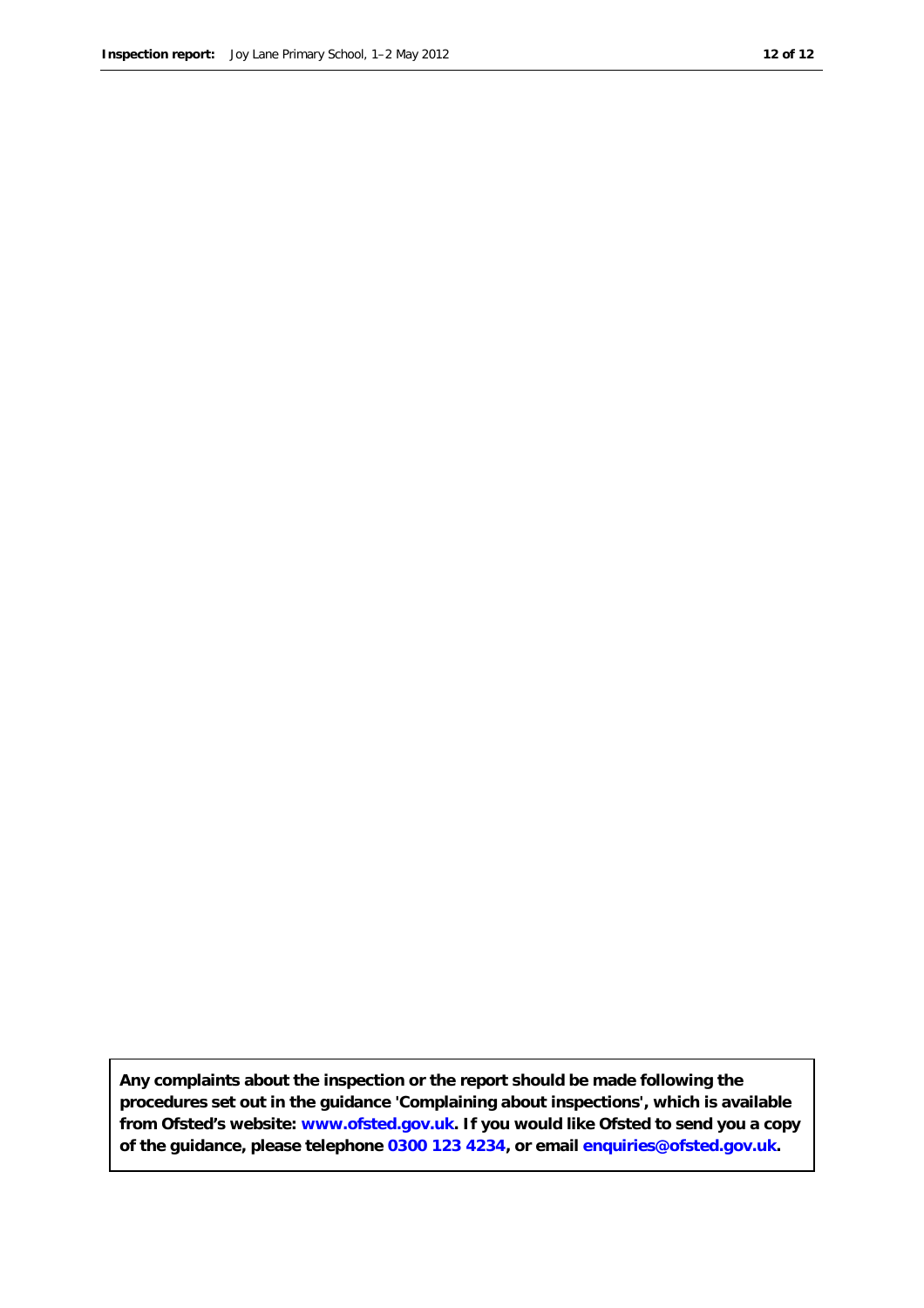**Any complaints about the inspection or the report should be made following the procedures set out in the guidance 'Complaining about inspections', which is available from Ofsted's website: www.ofsted.gov.uk. If you would like Ofsted to send you a copy of the guidance, please telephone 0300 123 4234, or email enquiries@ofsted.gov.uk.**